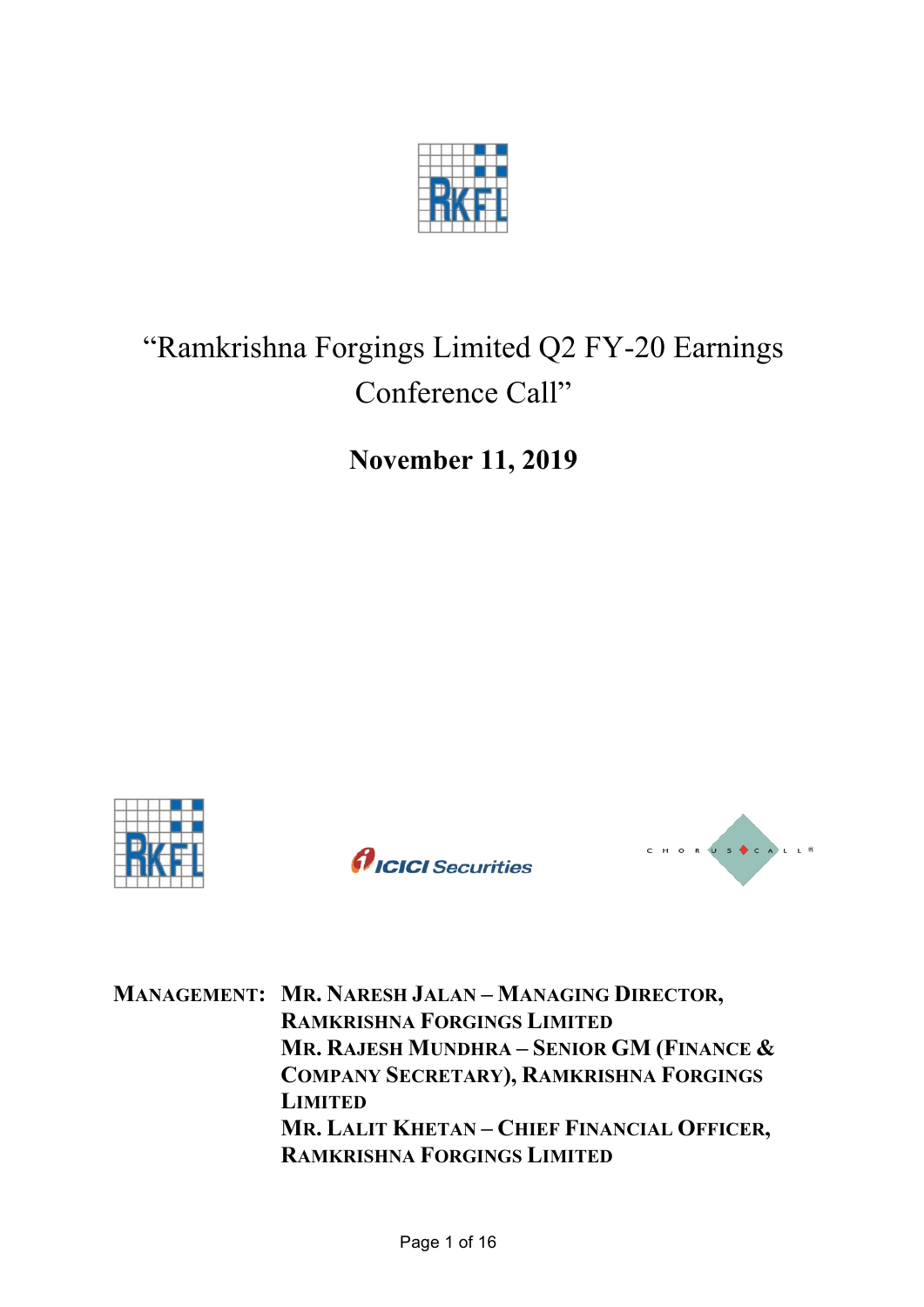# "Ramkrishna Forgings Limited Q2 FY-20 Earnings Conference Call"

**November 11, 2019**

**MANAGEMENT:** MR. NARESH JALAN – MANAGING DIRECTOR, RAMKRISHNA FORGINGS LIMITED
MR. RAJESH MUNDHRA – SENIOR GM (FINANCE & COMPANY SECRETARY), RAMKRISHNA FORGINGS LIMITED
MR. LALIT KHETAN – CHIEF FINANCIAL OFFICER, RAMKRISHNA FORGINGS LIMITED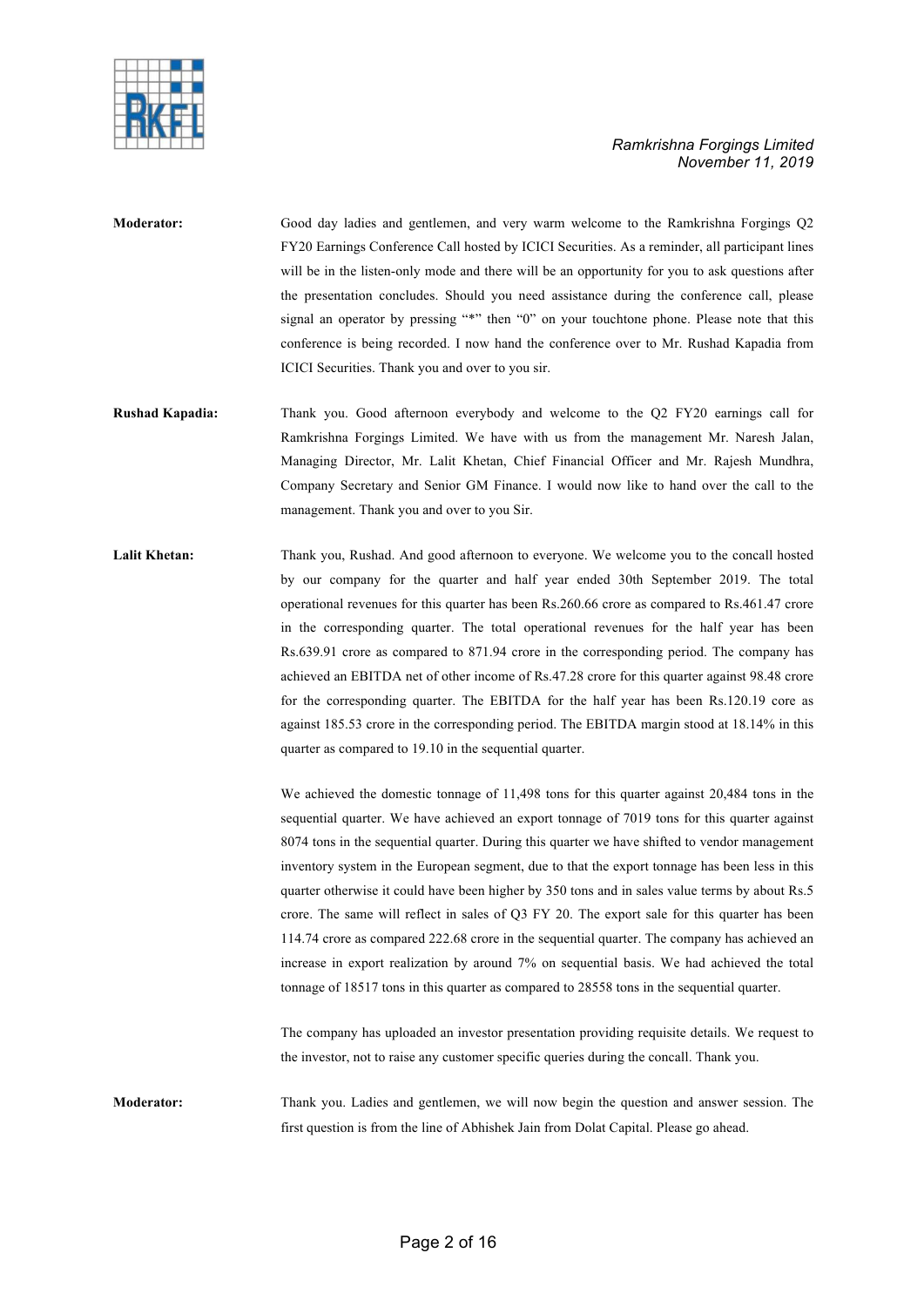**Moderator:** Good day ladies and gentlemen, and very warm welcome to the Ramkrishna Forgings Q2 FY20 Earnings Conference Call hosted by ICICI Securities. As a reminder, all participant lines will be in the listen-only mode and there will be an opportunity for you to ask questions after the presentation concludes. Should you need assistance during the conference call, please signal an operator by pressing "*" then "0" on your touchtone phone. Please note that this conference is being recorded. I now hand the conference over to Mr. Rushad Kapadia from ICICI Securities. Thank you and over to you sir.

**Rushad Kapadia:** Thank you. Good afternoon everybody and welcome to the Q2 FY20 earnings call for Ramkrishna Forgings Limited. We have with us from the management Mr. Naresh Jalan, Managing Director, Mr. Lalit Khetan, Chief Financial Officer and Mr. Rajesh Mundhra, Company Secretary and Senior GM Finance. I would now like to hand over the call to the management. Thank you and over to you Sir.

**Lalit Khetan:** Thank you, Rushad. And good afternoon to everyone. We welcome you to the concall hosted by our company for the quarter and half year ended 30th September 2019. The total operational revenues for this quarter has been Rs.260.66 crore as compared to Rs.461.47 crore in the corresponding quarter. The total operational revenues for the half year has been Rs.639.91 crore as compared to 871.94 crore in the corresponding period. The company has achieved an EBITDA net of other income of Rs.47.28 crore for this quarter against 98.48 crore for the corresponding quarter. The EBITDA for the half year has been Rs.120.19 core as against 185.53 crore in the corresponding period. The EBITDA margin stood at 18.14% in this quarter as compared to 19.10 in the sequential quarter.

We achieved the domestic tonnage of 11,498 tons for this quarter against 20,484 tons in the sequential quarter. We have achieved an export tonnage of 7019 tons for this quarter against 8074 tons in the sequential quarter. During this quarter we have shifted to vendor management inventory system in the European segment, due to that the export tonnage has been less in this quarter otherwise it could have been higher by 350 tons and in sales value terms by about Rs.5 crore. The same will reflect in sales of Q3 FY 20. The export sale for this quarter has been 114.74 crore as compared 222.68 crore in the sequential quarter. The company has achieved an increase in export realization by around 7% on sequential basis. We had achieved the total tonnage of 18517 tons in this quarter as compared to 28558 tons in the sequential quarter.

The company has uploaded an investor presentation providing requisite details. We request to the investor, not to raise any customer specific queries during the concall. Thank you.

**Moderator:** Thank you. Ladies and gentlemen, we will now begin the question and answer session. The first question is from the line of Abhishek Jain from Dolat Capital. Please go ahead.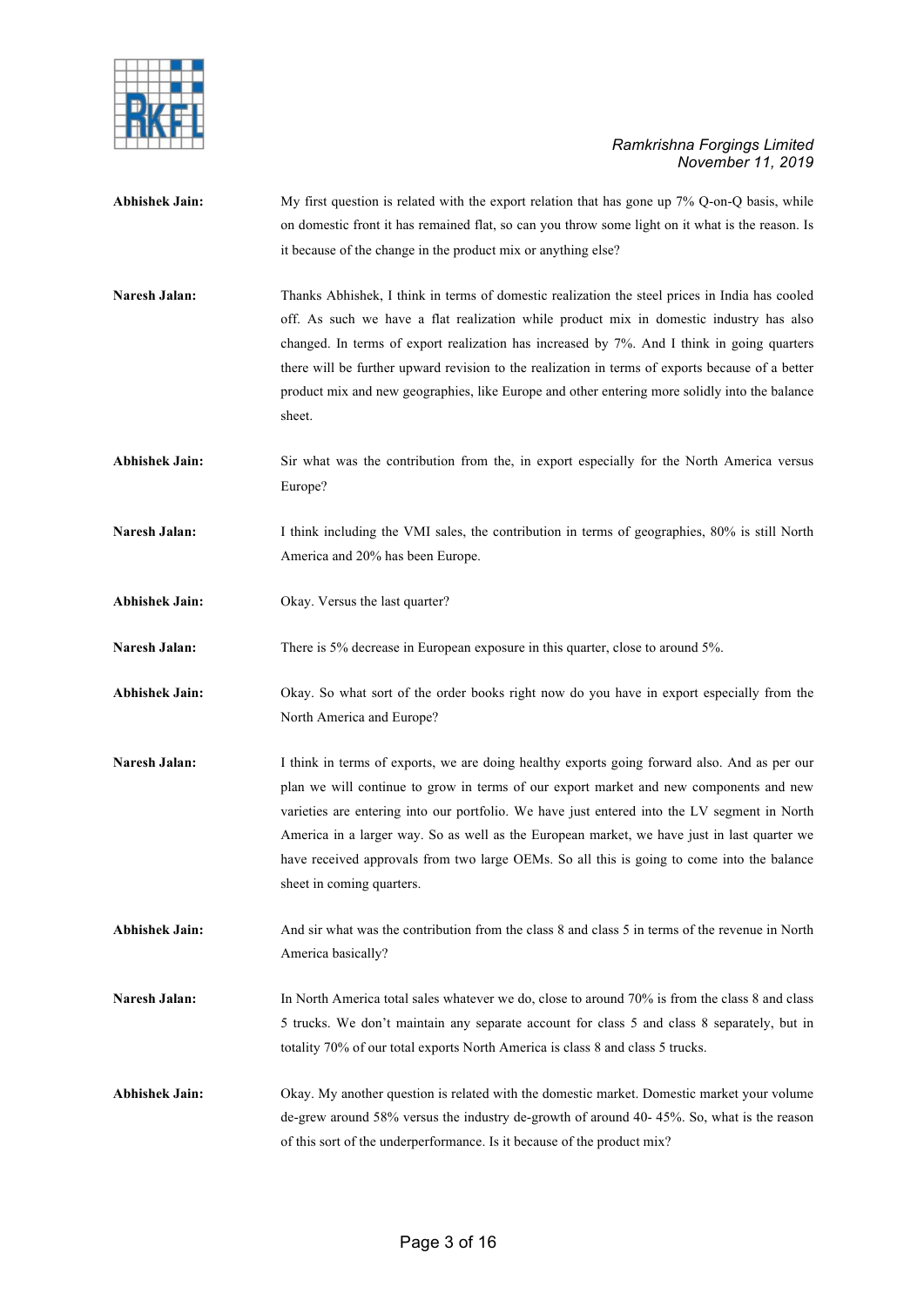**Abhishek Jain:** My first question is related with the export relation that has gone up 7% Q-on-Q basis, while on domestic front it has remained flat, so can you throw some light on it what is the reason. Is it because of the change in the product mix or anything else?

**Naresh Jalan:** Thanks Abhishek, I think in terms of domestic realization the steel prices in India has cooled off. As such we have a flat realization while product mix in domestic industry has also changed. In terms of export realization has increased by 7%. And I think in going quarters there will be further upward revision to the realization in terms of exports because of a better product mix and new geographies, like Europe and other entering more solidly into the balance sheet.

**Abhishek Jain:** Sir what was the contribution from the, in export especially for the North America versus Europe?

**Naresh Jalan:** I think including the VMI sales, the contribution in terms of geographies, 80% is still North America and 20% has been Europe.

**Abhishek Jain:** Okay. Versus the last quarter?

**Naresh Jalan:** There is 5% decrease in European exposure in this quarter, close to around 5%.

**Abhishek Jain:** Okay. So what sort of the order books right now do you have in export especially from the North America and Europe?

**Naresh Jalan:** I think in terms of exports, we are doing healthy exports going forward also. And as per our plan we will continue to grow in terms of our export market and new components and new varieties are entering into our portfolio. We have just entered into the LV segment in North America in a larger way. So as well as the European market, we have just in last quarter we have received approvals from two large OEMs. So all this is going to come into the balance sheet in coming quarters.

**Abhishek Jain:** And sir what was the contribution from the class 8 and class 5 in terms of the revenue in North America basically?

**Naresh Jalan:** In North America total sales whatever we do, close to around 70% is from the class 8 and class 5 trucks. We don't maintain any separate account for class 5 and class 8 separately, but in totality 70% of our total exports North America is class 8 and class 5 trucks.

**Abhishek Jain:** Okay. My another question is related with the domestic market. Domestic market your volume de-grew around 58% versus the industry de-growth of around 40- 45%. So, what is the reason of this sort of the underperformance. Is it because of the product mix?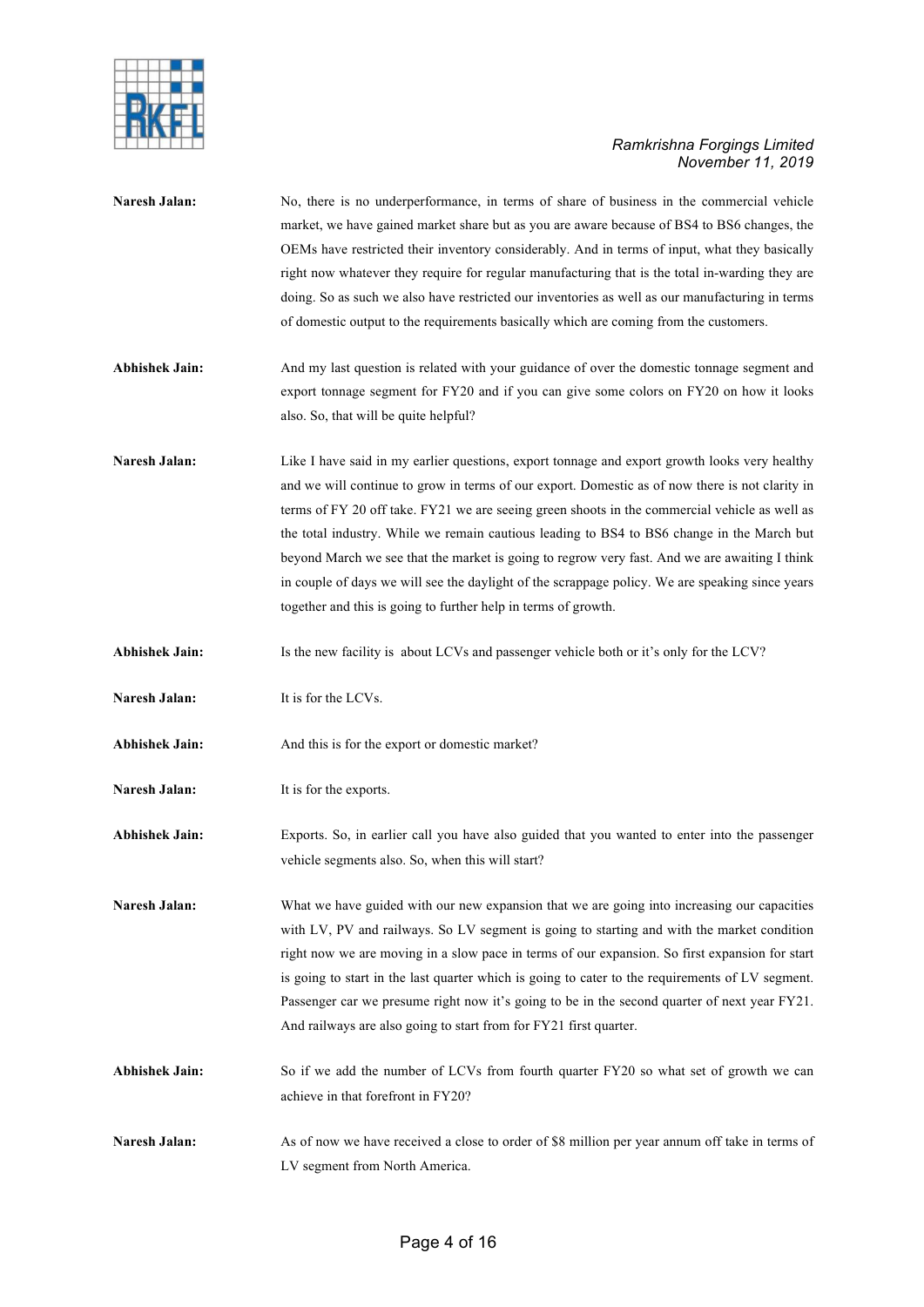**Naresh Jalan:** No, there is no underperformance, in terms of share of business in the commercial vehicle market, we have gained market share but as you are aware because of BS4 to BS6 changes, the OEMs have restricted their inventory considerably. And in terms of input, what they basically right now whatever they require for regular manufacturing that is the total in-warding they are doing. So as such we also have restricted our inventories as well as our manufacturing in terms of domestic output to the requirements basically which are coming from the customers.

**Abhishek Jain:** And my last question is related with your guidance of over the domestic tonnage segment and export tonnage segment for FY20 and if you can give some colors on FY20 on how it looks also. So, that will be quite helpful?

**Naresh Jalan:** Like I have said in my earlier questions, export tonnage and export growth looks very healthy and we will continue to grow in terms of our export. Domestic as of now there is not clarity in terms of FY 20 off take. FY21 we are seeing green shoots in the commercial vehicle as well as the total industry. While we remain cautious leading to BS4 to BS6 change in the March but beyond March we see that the market is going to regrow very fast. And we are awaiting I think in couple of days we will see the daylight of the scrappage policy. We are speaking since years together and this is going to further help in terms of growth.

**Abhishek Jain:** Is the new facility is about LCVs and passenger vehicle both or it's only for the LCV?

**Naresh Jalan:** It is for the LCVs.

**Abhishek Jain:** And this is for the export or domestic market?

**Naresh Jalan:** It is for the exports.

**Abhishek Jain:** Exports. So, in earlier call you have also guided that you wanted to enter into the passenger vehicle segments also. So, when this will start?

**Naresh Jalan:** What we have guided with our new expansion that we are going into increasing our capacities with LV, PV and railways. So LV segment is going to starting and with the market condition right now we are moving in a slow pace in terms of our expansion. So first expansion for start is going to start in the last quarter which is going to cater to the requirements of LV segment. Passenger car we presume right now it's going to be in the second quarter of next year FY21. And railways are also going to start from for FY21 first quarter.

**Abhishek Jain:** So if we add the number of LCVs from fourth quarter FY20 so what set of growth we can achieve in that forefront in FY20?

**Naresh Jalan:** As of now we have received a close to order of $8 million per year annum off take in terms of LV segment from North America.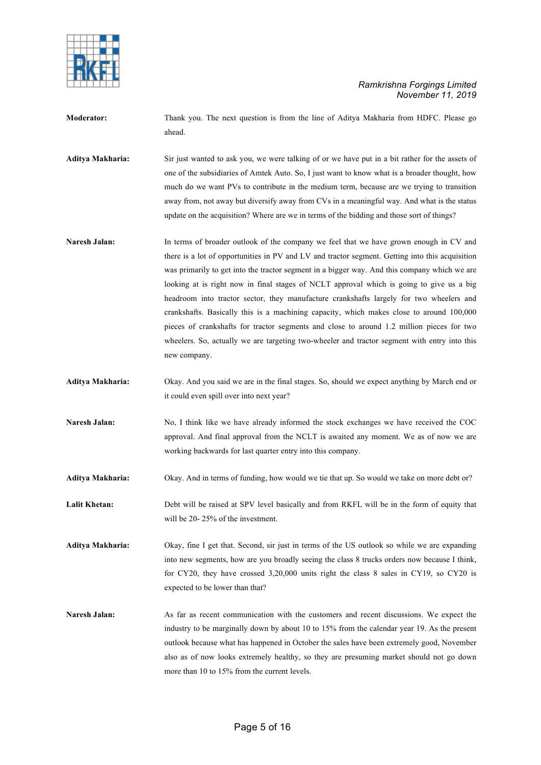**Moderator:** Thank you. The next question is from the line of Aditya Makharia from HDFC. Please go ahead.

**Aditya Makharia:** Sir just wanted to ask you, we were talking of or we have put in a bit rather for the assets of one of the subsidiaries of Amtek Auto. So, I just want to know what is a broader thought, how much do we want PVs to contribute in the medium term, because are we trying to transition away from, not away but diversify away from CVs in a meaningful way. And what is the status update on the acquisition? Where are we in terms of the bidding and those sort of things?

**Naresh Jalan:** In terms of broader outlook of the company we feel that we have grown enough in CV and there is a lot of opportunities in PV and LV and tractor segment. Getting into this acquisition was primarily to get into the tractor segment in a bigger way. And this company which we are looking at is right now in final stages of NCLT approval which is going to give us a big headroom into tractor sector, they manufacture crankshafts largely for two wheelers and crankshafts. Basically this is a machining capacity, which makes close to around 100,000 pieces of crankshafts for tractor segments and close to around 1.2 million pieces for two wheelers. So, actually we are targeting two-wheeler and tractor segment with entry into this new company.

**Aditya Makharia:** Okay. And you said we are in the final stages. So, should we expect anything by March end or it could even spill over into next year?

**Naresh Jalan:** No, I think like we have already informed the stock exchanges we have received the COC approval. And final approval from the NCLT is awaited any moment. We as of now we are working backwards for last quarter entry into this company.

**Aditya Makharia:** Okay. And in terms of funding, how would we tie that up. So would we take on more debt or?

**Lalit Khetan:** Debt will be raised at SPV level basically and from RKFL will be in the form of equity that will be 20- 25% of the investment.

**Aditya Makharia:** Okay, fine I get that. Second, sir just in terms of the US outlook so while we are expanding into new segments, how are you broadly seeing the class 8 trucks orders now because I think, for CY20, they have crossed 3,20,000 units right the class 8 sales in CY19, so CY20 is expected to be lower than that?

**Naresh Jalan:** As far as recent communication with the customers and recent discussions. We expect the industry to be marginally down by about 10 to 15% from the calendar year 19. As the present outlook because what has happened in October the sales have been extremely good, November also as of now looks extremely healthy, so they are presuming market should not go down more than 10 to 15% from the current levels.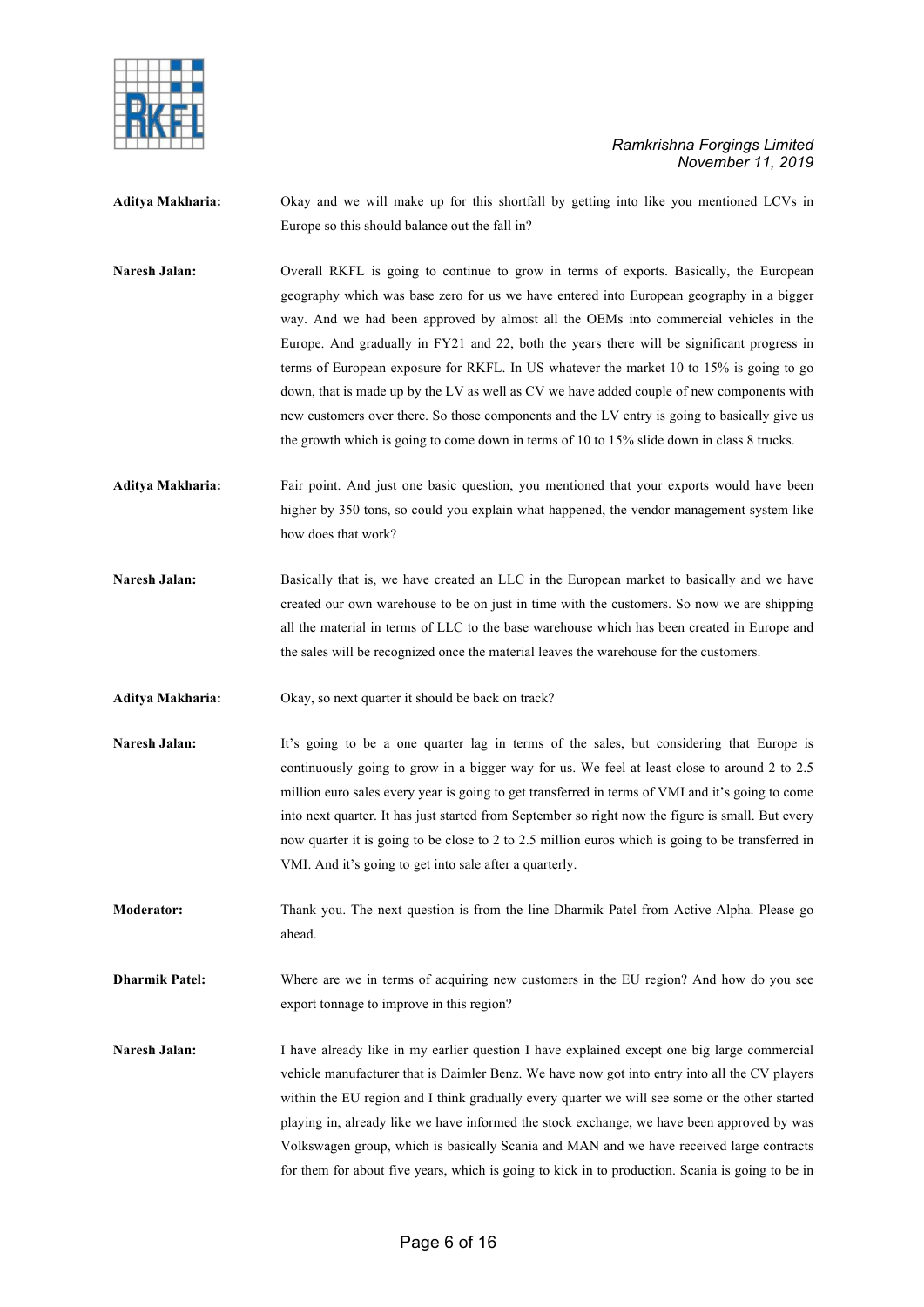**Aditya Makharia:** Okay and we will make up for this shortfall by getting into like you mentioned LCVs in Europe so this should balance out the fall in?

**Naresh Jalan:** Overall RKFL is going to continue to grow in terms of exports. Basically, the European geography which was base zero for us we have entered into European geography in a bigger way. And we had been approved by almost all the OEMs into commercial vehicles in the Europe. And gradually in FY21 and 22, both the years there will be significant progress in terms of European exposure for RKFL. In US whatever the market 10 to 15% is going to go down, that is made up by the LV as well as CV we have added couple of new components with new customers over there. So those components and the LV entry is going to basically give us the growth which is going to come down in terms of 10 to 15% slide down in class 8 trucks.

**Aditya Makharia:** Fair point. And just one basic question, you mentioned that your exports would have been higher by 350 tons, so could you explain what happened, the vendor management system like how does that work?

**Naresh Jalan:** Basically that is, we have created an LLC in the European market to basically and we have created our own warehouse to be on just in time with the customers. So now we are shipping all the material in terms of LLC to the base warehouse which has been created in Europe and the sales will be recognized once the material leaves the warehouse for the customers.

**Aditya Makharia:** Okay, so next quarter it should be back on track?

**Naresh Jalan:** It's going to be a one quarter lag in terms of the sales, but considering that Europe is continuously going to grow in a bigger way for us. We feel at least close to around 2 to 2.5 million euro sales every year is going to get transferred in terms of VMI and it's going to come into next quarter. It has just started from September so right now the figure is small. But every now quarter it is going to be close to 2 to 2.5 million euros which is going to be transferred in VMI. And it's going to get into sale after a quarterly.

**Moderator:** Thank you. The next question is from the line Dharmik Patel from Active Alpha. Please go ahead.

**Dharmik Patel:** Where are we in terms of acquiring new customers in the EU region? And how do you see export tonnage to improve in this region?

**Naresh Jalan:** I have already like in my earlier question I have explained except one big large commercial vehicle manufacturer that is Daimler Benz. We have now got into entry into all the CV players within the EU region and I think gradually every quarter we will see some or the other started playing in, already like we have informed the stock exchange, we have been approved by was Volkswagen group, which is basically Scania and MAN and we have received large contracts for them for about five years, which is going to kick in to production. Scania is going to be in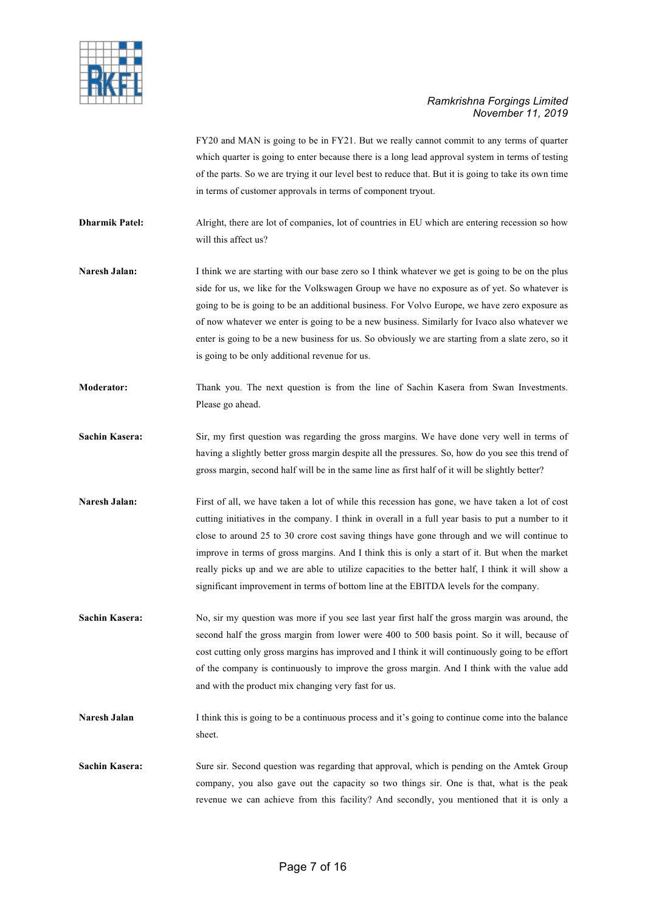FY20 and MAN is going to be in FY21. But we really cannot commit to any terms of quarter which quarter is going to enter because there is a long lead approval system in terms of testing of the parts. So we are trying it our level best to reduce that. But it is going to take its own time in terms of customer approvals in terms of component tryout.

**Dharmik Patel:** Alright, there are lot of companies, lot of countries in EU which are entering recession so how will this affect us?

**Naresh Jalan:** I think we are starting with our base zero so I think whatever we get is going to be on the plus side for us, we like for the Volkswagen Group we have no exposure as of yet. So whatever is going to be is going to be an additional business. For Volvo Europe, we have zero exposure as of now whatever we enter is going to be a new business. Similarly for Ivaco also whatever we enter is going to be a new business for us. So obviously we are starting from a slate zero, so it is going to be only additional revenue for us.

**Moderator:** Thank you. The next question is from the line of Sachin Kasera from Swan Investments. Please go ahead.

**Sachin Kasera:** Sir, my first question was regarding the gross margins. We have done very well in terms of having a slightly better gross margin despite all the pressures. So, how do you see this trend of gross margin, second half will be in the same line as first half of it will be slightly better?

**Naresh Jalan:** First of all, we have taken a lot of while this recession has gone, we have taken a lot of cost cutting initiatives in the company. I think in overall in a full year basis to put a number to it close to around 25 to 30 crore cost saving things have gone through and we will continue to improve in terms of gross margins. And I think this is only a start of it. But when the market really picks up and we are able to utilize capacities to the better half, I think it will show a significant improvement in terms of bottom line at the EBITDA levels for the company.

**Sachin Kasera:** No, sir my question was more if you see last year first half the gross margin was around, the second half the gross margin from lower were 400 to 500 basis point. So it will, because of cost cutting only gross margins has improved and I think it will continuously going to be effort of the company is continuously to improve the gross margin. And I think with the value add and with the product mix changing very fast for us.

**Naresh Jalan** I think this is going to be a continuous process and it's going to continue come into the balance sheet.

**Sachin Kasera:** Sure sir. Second question was regarding that approval, which is pending on the Amtek Group company, you also gave out the capacity so two things sir. One is that, what is the peak revenue we can achieve from this facility? And secondly, you mentioned that it is only a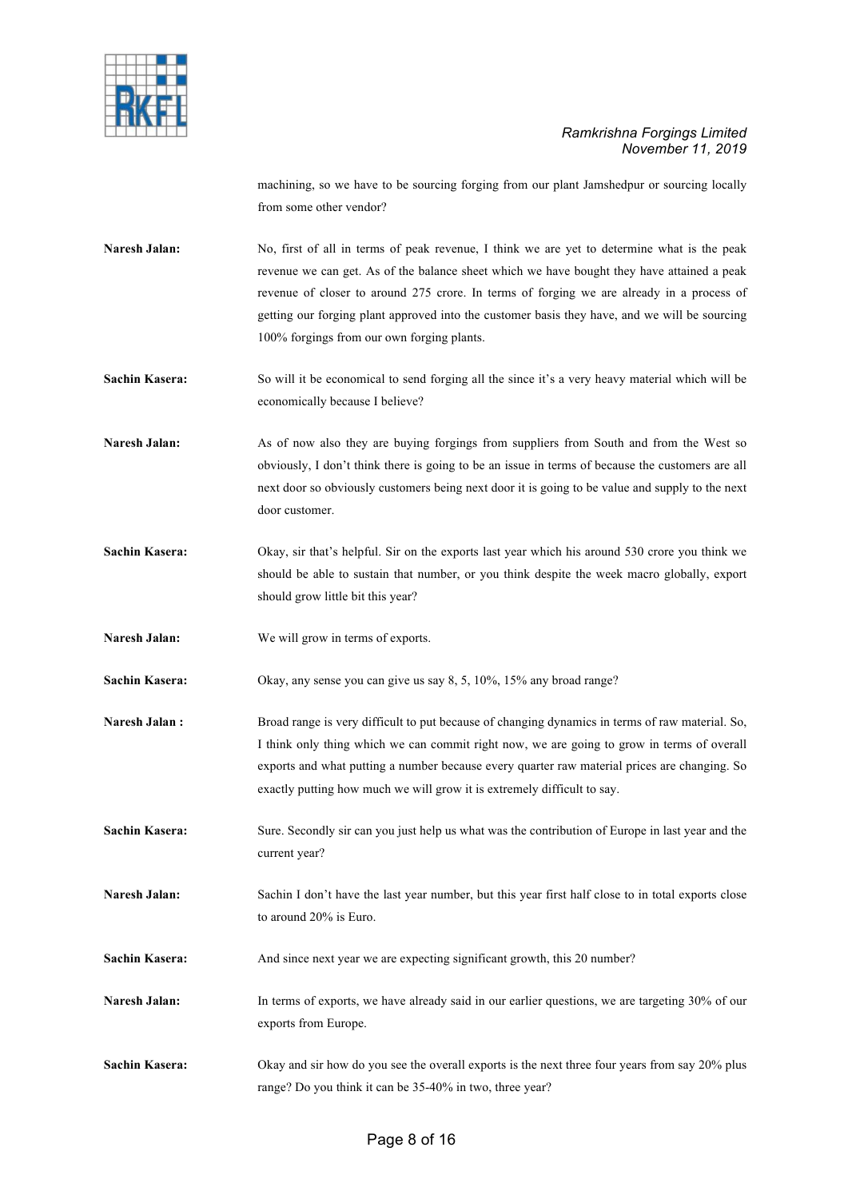machining, so we have to be sourcing forging from our plant Jamshedpur or sourcing locally from some other vendor?

**Naresh Jalan:** No, first of all in terms of peak revenue, I think we are yet to determine what is the peak revenue we can get. As of the balance sheet which we have bought they have attained a peak revenue of closer to around 275 crore. In terms of forging we are already in a process of getting our forging plant approved into the customer basis they have, and we will be sourcing 100% forgings from our own forging plants.

**Sachin Kasera:** So will it be economical to send forging all the since it's a very heavy material which will be economically because I believe?

**Naresh Jalan:** As of now also they are buying forgings from suppliers from South and from the West so obviously, I don't think there is going to be an issue in terms of because the customers are all next door so obviously customers being next door it is going to be value and supply to the next door customer.

**Sachin Kasera:** Okay, sir that's helpful. Sir on the exports last year which his around 530 crore you think we should be able to sustain that number, or you think despite the week macro globally, export should grow little bit this year?

**Naresh Jalan:** We will grow in terms of exports.

**Sachin Kasera:** Okay, any sense you can give us say 8, 5, 10%, 15% any broad range?

**Naresh Jalan :** Broad range is very difficult to put because of changing dynamics in terms of raw material. So, I think only thing which we can commit right now, we are going to grow in terms of overall exports and what putting a number because every quarter raw material prices are changing. So exactly putting how much we will grow it is extremely difficult to say.

**Sachin Kasera:** Sure. Secondly sir can you just help us what was the contribution of Europe in last year and the current year?

**Naresh Jalan:** Sachin I don't have the last year number, but this year first half close to in total exports close to around 20% is Euro.

**Sachin Kasera:** And since next year we are expecting significant growth, this 20 number?

**Naresh Jalan:** In terms of exports, we have already said in our earlier questions, we are targeting 30% of our exports from Europe.

**Sachin Kasera:** Okay and sir how do you see the overall exports is the next three four years from say 20% plus range? Do you think it can be 35-40% in two, three year?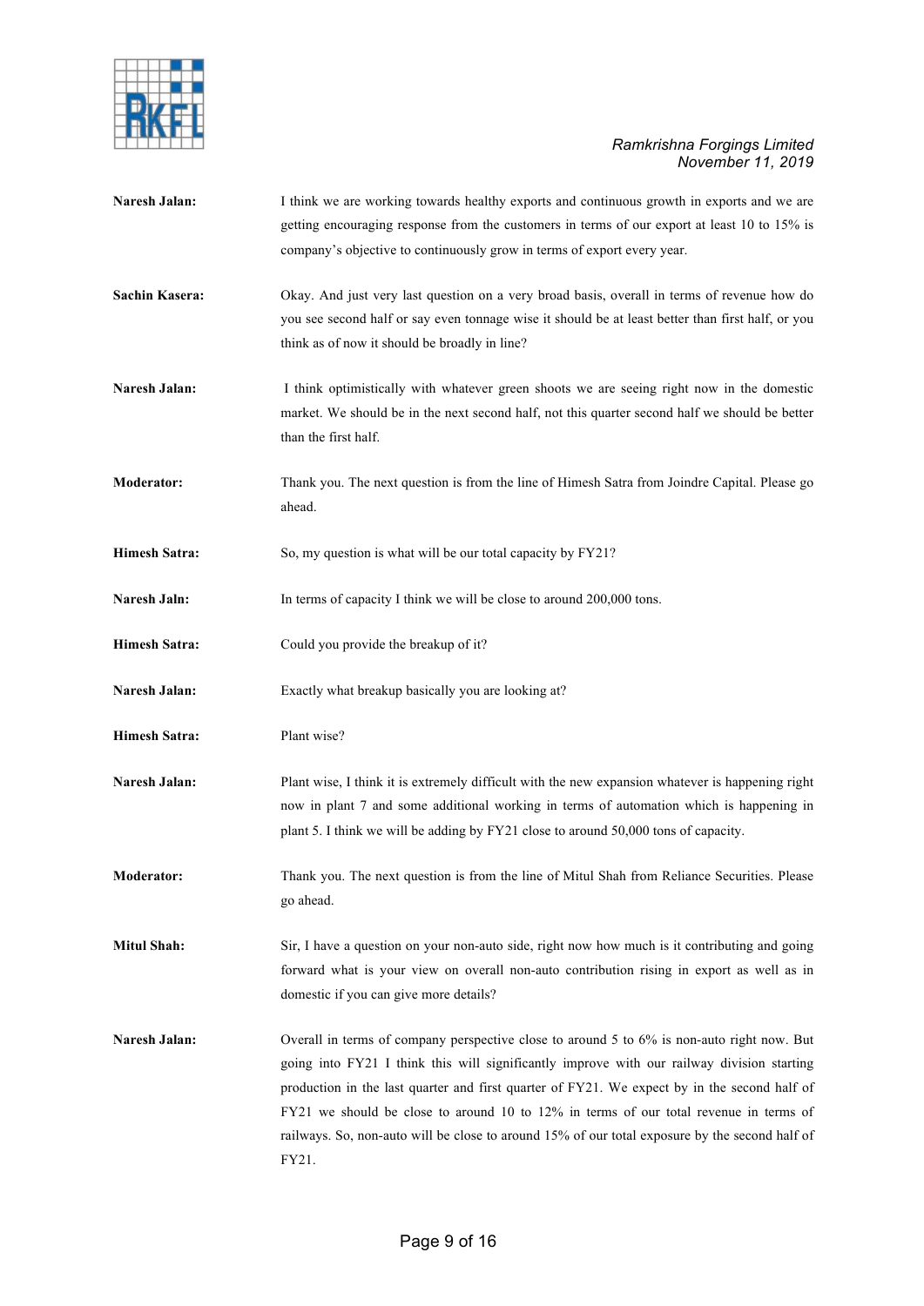**Naresh Jalan:** I think we are working towards healthy exports and continuous growth in exports and we are getting encouraging response from the customers in terms of our export at least 10 to 15% is company's objective to continuously grow in terms of export every year.

**Sachin Kasera:** Okay. And just very last question on a very broad basis, overall in terms of revenue how do you see second half or say even tonnage wise it should be at least better than first half, or you think as of now it should be broadly in line?

**Naresh Jalan:** I think optimistically with whatever green shoots we are seeing right now in the domestic market. We should be in the next second half, not this quarter second half we should be better than the first half.

**Moderator:** Thank you. The next question is from the line of Himesh Satra from Joindre Capital. Please go ahead.

**Himesh Satra:** So, my question is what will be our total capacity by FY21?

**Naresh Jaln:** In terms of capacity I think we will be close to around 200,000 tons.

**Himesh Satra:** Could you provide the breakup of it?

**Naresh Jalan:** Exactly what breakup basically you are looking at?

**Himesh Satra:** Plant wise?

**Naresh Jalan:** Plant wise, I think it is extremely difficult with the new expansion whatever is happening right now in plant 7 and some additional working in terms of automation which is happening in plant 5. I think we will be adding by FY21 close to around 50,000 tons of capacity.

**Moderator:** Thank you. The next question is from the line of Mitul Shah from Reliance Securities. Please go ahead.

**Mitul Shah:** Sir, I have a question on your non-auto side, right now how much is it contributing and going forward what is your view on overall non-auto contribution rising in export as well as in domestic if you can give more details?

**Naresh Jalan:** Overall in terms of company perspective close to around 5 to 6% is non-auto right now. But going into FY21 I think this will significantly improve with our railway division starting production in the last quarter and first quarter of FY21. We expect by in the second half of FY21 we should be close to around 10 to 12% in terms of our total revenue in terms of railways. So, non-auto will be close to around 15% of our total exposure by the second half of FY21.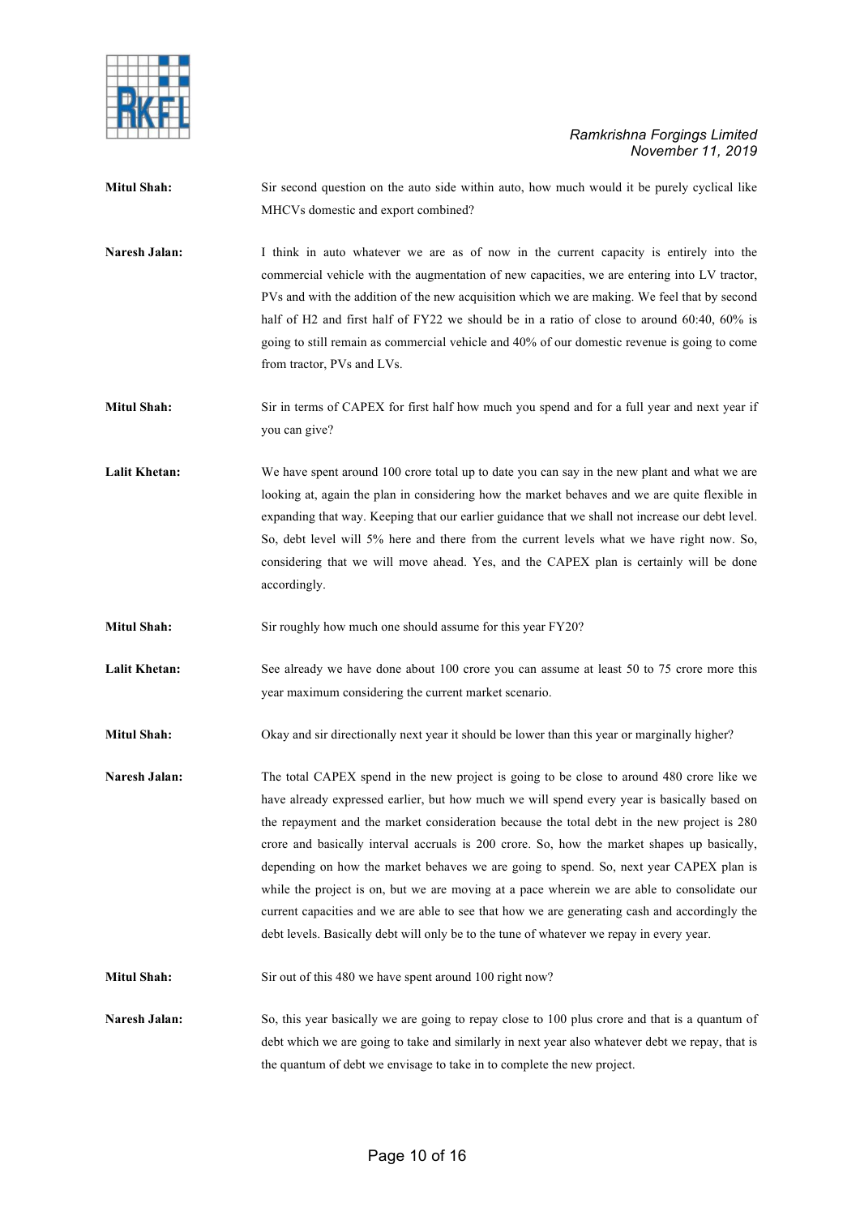**Mitul Shah:** Sir second question on the auto side within auto, how much would it be purely cyclical like MHCVs domestic and export combined?

**Naresh Jalan:** I think in auto whatever we are as of now in the current capacity is entirely into the commercial vehicle with the augmentation of new capacities, we are entering into LV tractor, PVs and with the addition of the new acquisition which we are making. We feel that by second half of H2 and first half of FY22 we should be in a ratio of close to around 60:40, 60% is going to still remain as commercial vehicle and 40% of our domestic revenue is going to come from tractor, PVs and LVs.

**Mitul Shah:** Sir in terms of CAPEX for first half how much you spend and for a full year and next year if you can give?

**Lalit Khetan:** We have spent around 100 crore total up to date you can say in the new plant and what we are looking at, again the plan in considering how the market behaves and we are quite flexible in expanding that way. Keeping that our earlier guidance that we shall not increase our debt level. So, debt level will 5% here and there from the current levels what we have right now. So, considering that we will move ahead. Yes, and the CAPEX plan is certainly will be done accordingly.

**Mitul Shah:** Sir roughly how much one should assume for this year FY20?

**Lalit Khetan:** See already we have done about 100 crore you can assume at least 50 to 75 crore more this year maximum considering the current market scenario.

**Mitul Shah:** Okay and sir directionally next year it should be lower than this year or marginally higher?

**Naresh Jalan:** The total CAPEX spend in the new project is going to be close to around 480 crore like we have already expressed earlier, but how much we will spend every year is basically based on the repayment and the market consideration because the total debt in the new project is 280 crore and basically interval accruals is 200 crore. So, how the market shapes up basically, depending on how the market behaves we are going to spend. So, next year CAPEX plan is while the project is on, but we are moving at a pace wherein we are able to consolidate our current capacities and we are able to see that how we are generating cash and accordingly the debt levels. Basically debt will only be to the tune of whatever we repay in every year.

**Mitul Shah:** Sir out of this 480 we have spent around 100 right now?

**Naresh Jalan:** So, this year basically we are going to repay close to 100 plus crore and that is a quantum of debt which we are going to take and similarly in next year also whatever debt we repay, that is the quantum of debt we envisage to take in to complete the new project.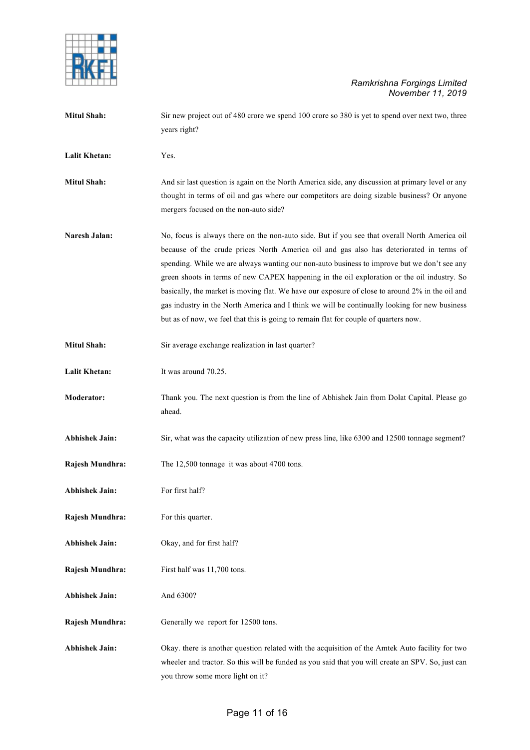**Mitul Shah:** Sir new project out of 480 crore we spend 100 crore so 380 is yet to spend over next two, three years right?

**Lalit Khetan:** Yes.

**Mitul Shah:** And sir last question is again on the North America side, any discussion at primary level or any thought in terms of oil and gas where our competitors are doing sizable business? Or anyone mergers focused on the non-auto side?

**Naresh Jalan:** No, focus is always there on the non-auto side. But if you see that overall North America oil because of the crude prices North America oil and gas also has deteriorated in terms of spending. While we are always wanting our non-auto business to improve but we don't see any green shoots in terms of new CAPEX happening in the oil exploration or the oil industry. So basically, the market is moving flat. We have our exposure of close to around 2% in the oil and gas industry in the North America and I think we will be continually looking for new business but as of now, we feel that this is going to remain flat for couple of quarters now.

**Mitul Shah:** Sir average exchange realization in last quarter?

**Lalit Khetan:** It was around 70.25.

**Moderator:** Thank you. The next question is from the line of Abhishek Jain from Dolat Capital. Please go ahead.

**Abhishek Jain:** Sir, what was the capacity utilization of new press line, like 6300 and 12500 tonnage segment?

**Rajesh Mundhra:** The 12,500 tonnage it was about 4700 tons.

**Abhishek Jain:** For first half?

**Rajesh Mundhra:** For this quarter.

**Abhishek Jain:** Okay, and for first half?

**Rajesh Mundhra:** First half was 11,700 tons.

**Abhishek Jain:** And 6300?

**Rajesh Mundhra:** Generally we report for 12500 tons.

**Abhishek Jain:** Okay. there is another question related with the acquisition of the Amtek Auto facility for two wheeler and tractor. So this will be funded as you said that you will create an SPV. So, just can you throw some more light on it?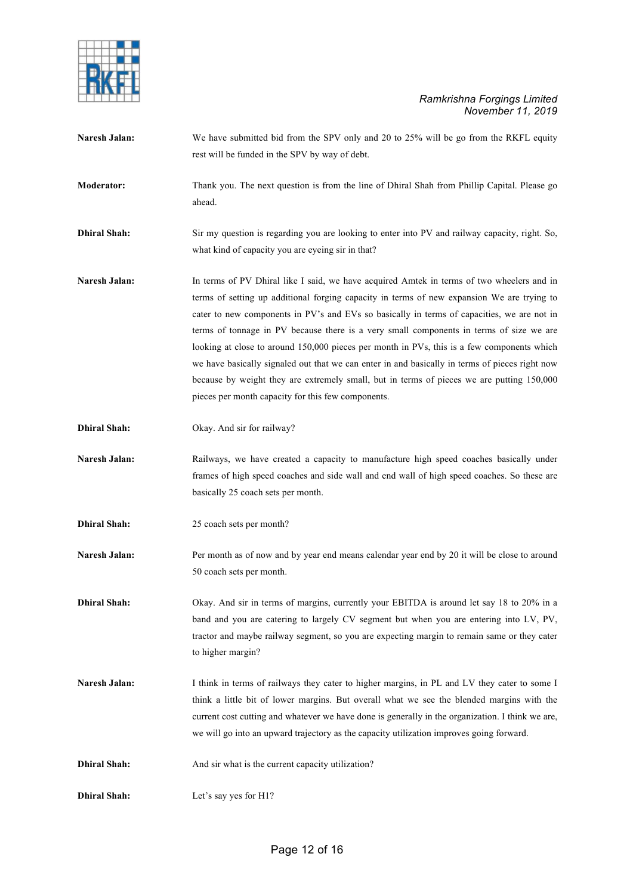**Naresh Jalan:** We have submitted bid from the SPV only and 20 to 25% will be go from the RKFL equity rest will be funded in the SPV by way of debt.

**Moderator:** Thank you. The next question is from the line of Dhiral Shah from Phillip Capital. Please go ahead.

**Dhiral Shah:** Sir my question is regarding you are looking to enter into PV and railway capacity, right. So, what kind of capacity you are eyeing sir in that?

**Naresh Jalan:** In terms of PV Dhiral like I said, we have acquired Amtek in terms of two wheelers and in terms of setting up additional forging capacity in terms of new expansion We are trying to cater to new components in PV's and EVs so basically in terms of capacities, we are not in terms of tonnage in PV because there is a very small components in terms of size we are looking at close to around 150,000 pieces per month in PVs, this is a few components which we have basically signaled out that we can enter in and basically in terms of pieces right now because by weight they are extremely small, but in terms of pieces we are putting 150,000 pieces per month capacity for this few components.

**Dhiral Shah:** Okay. And sir for railway?

**Naresh Jalan:** Railways, we have created a capacity to manufacture high speed coaches basically under frames of high speed coaches and side wall and end wall of high speed coaches. So these are basically 25 coach sets per month.

**Dhiral Shah:** 25 coach sets per month?

**Naresh Jalan:** Per month as of now and by year end means calendar year end by 20 it will be close to around 50 coach sets per month.

**Dhiral Shah:** Okay. And sir in terms of margins, currently your EBITDA is around let say 18 to 20% in a band and you are catering to largely CV segment but when you are entering into LV, PV, tractor and maybe railway segment, so you are expecting margin to remain same or they cater to higher margin?

**Naresh Jalan:** I think in terms of railways they cater to higher margins, in PL and LV they cater to some I think a little bit of lower margins. But overall what we see the blended margins with the current cost cutting and whatever we have done is generally in the organization. I think we are, we will go into an upward trajectory as the capacity utilization improves going forward.

**Dhiral Shah:** And sir what is the current capacity utilization?

**Dhiral Shah:** Let's say yes for H1?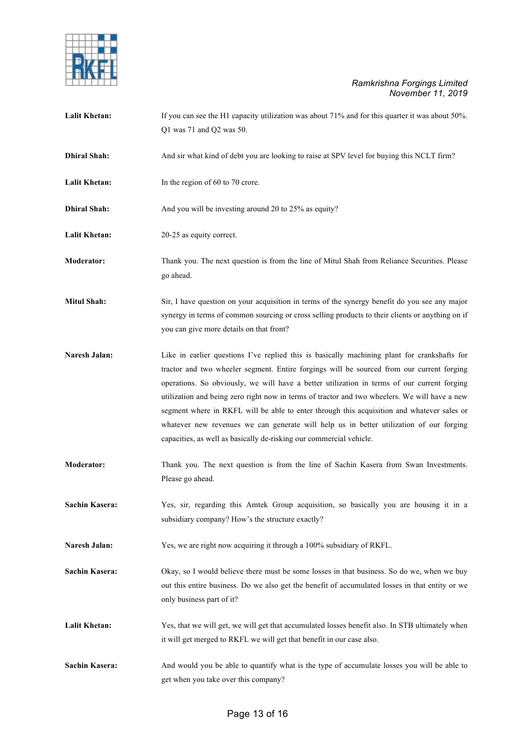**Lalit Khetan:** If you can see the H1 capacity utilization was about 71% and for this quarter it was about 50%. Q1 was 71 and Q2 was 50.

**Dhiral Shah:** And sir what kind of debt you are looking to raise at SPV level for buying this NCLT firm?

**Lalit Khetan:** In the region of 60 to 70 crore.

**Dhiral Shah:** And you will be investing around 20 to 25% as equity?

**Lalit Khetan:** 20-25 as equity correct.

**Moderator:** Thank you. The next question is from the line of Mitul Shah from Reliance Securities. Please go ahead.

**Mitul Shah:** Sir, I have question on your acquisition in terms of the synergy benefit do you see any major synergy in terms of common sourcing or cross selling products to their clients or anything on if you can give more details on that front?

**Naresh Jalan:** Like in earlier questions I've replied this is basically machining plant for crankshafts for tractor and two wheeler segment. Entire forgings will be sourced from our current forging operations. So obviously, we will have a better utilization in terms of our current forging utilization and being zero right now in terms of tractor and two wheelers. We will have a new segment where in RKFL will be able to enter through this acquisition and whatever sales or whatever new revenues we can generate will help us in better utilization of our forging capacities, as well as basically de-risking our commercial vehicle.

**Moderator:** Thank you. The next question is from the line of Sachin Kasera from Swan Investments. Please go ahead.

**Sachin Kasera:** Yes, sir, regarding this Amtek Group acquisition, so basically you are housing it in a subsidiary company? How's the structure exactly?

**Naresh Jalan:** Yes, we are right now acquiring it through a 100% subsidiary of RKFL.

**Sachin Kasera:** Okay, so I would believe there must be some losses in that business. So do we, when we buy out this entire business. Do we also get the benefit of accumulated losses in that entity or we only business part of it?

**Lalit Khetan:** Yes, that we will get, we will get that accumulated losses benefit also. In STB ultimately when it will get merged to RKFL we will get that benefit in our case also.

**Sachin Kasera:** And would you be able to quantify what is the type of accumulate losses you will be able to get when you take over this company?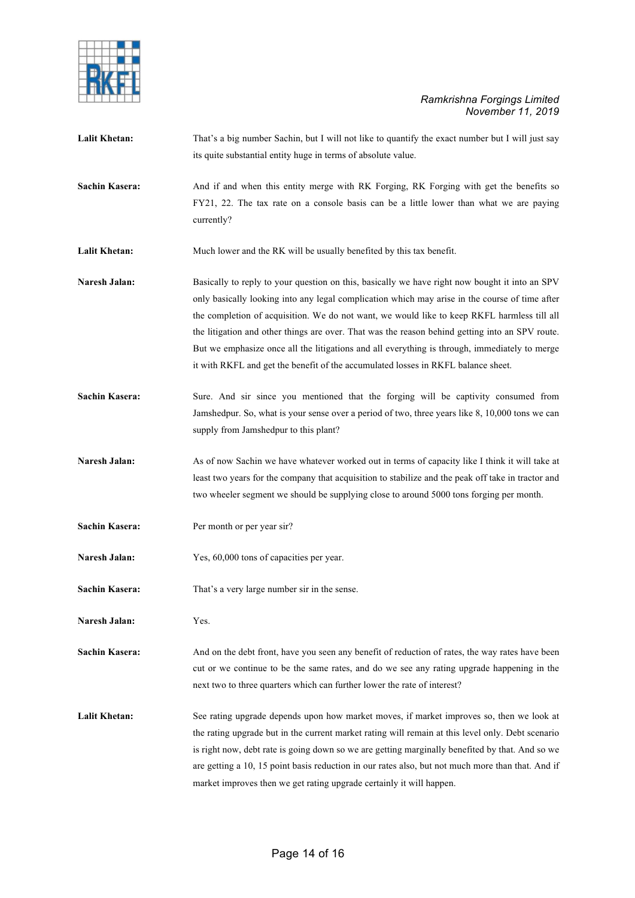**Lalit Khetan:** That's a big number Sachin, but I will not like to quantify the exact number but I will just say its quite substantial entity huge in terms of absolute value.

**Sachin Kasera:** And if and when this entity merge with RK Forging, RK Forging with get the benefits so FY21, 22. The tax rate on a console basis can be a little lower than what we are paying currently?

**Lalit Khetan:** Much lower and the RK will be usually benefited by this tax benefit.

**Naresh Jalan:** Basically to reply to your question on this, basically we have right now bought it into an SPV only basically looking into any legal complication which may arise in the course of time after the completion of acquisition. We do not want, we would like to keep RKFL harmless till all the litigation and other things are over. That was the reason behind getting into an SPV route. But we emphasize once all the litigations and all everything is through, immediately to merge it with RKFL and get the benefit of the accumulated losses in RKFL balance sheet.

**Sachin Kasera:** Sure. And sir since you mentioned that the forging will be captivity consumed from Jamshedpur. So, what is your sense over a period of two, three years like 8, 10,000 tons we can supply from Jamshedpur to this plant?

**Naresh Jalan:** As of now Sachin we have whatever worked out in terms of capacity like I think it will take at least two years for the company that acquisition to stabilize and the peak off take in tractor and two wheeler segment we should be supplying close to around 5000 tons forging per month.

**Sachin Kasera:** Per month or per year sir?

**Naresh Jalan:** Yes, 60,000 tons of capacities per year.

**Sachin Kasera:** That's a very large number sir in the sense.

**Naresh Jalan:** Yes.

**Sachin Kasera:** And on the debt front, have you seen any benefit of reduction of rates, the way rates have been cut or we continue to be the same rates, and do we see any rating upgrade happening in the next two to three quarters which can further lower the rate of interest?

**Lalit Khetan:** See rating upgrade depends upon how market moves, if market improves so, then we look at the rating upgrade but in the current market rating will remain at this level only. Debt scenario is right now, debt rate is going down so we are getting marginally benefited by that. And so we are getting a 10, 15 point basis reduction in our rates also, but not much more than that. And if market improves then we get rating upgrade certainly it will happen.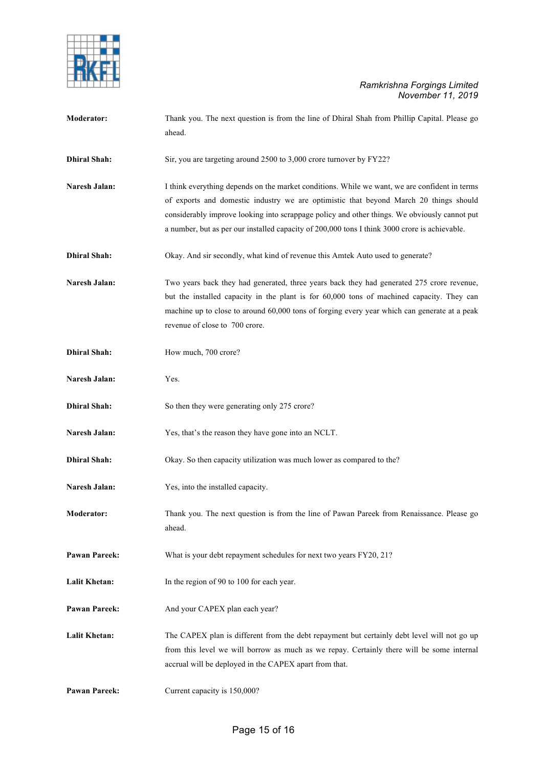**Moderator:** Thank you. The next question is from the line of Dhiral Shah from Phillip Capital. Please go ahead.

**Dhiral Shah:** Sir, you are targeting around 2500 to 3,000 crore turnover by FY22?

**Naresh Jalan:** I think everything depends on the market conditions. While we want, we are confident in terms of exports and domestic industry we are optimistic that beyond March 20 things should considerably improve looking into scrappage policy and other things. We obviously cannot put a number, but as per our installed capacity of 200,000 tons I think 3000 crore is achievable.

**Dhiral Shah:** Okay. And sir secondly, what kind of revenue this Amtek Auto used to generate?

**Naresh Jalan:** Two years back they had generated, three years back they had generated 275 crore revenue, but the installed capacity in the plant is for 60,000 tons of machined capacity. They can machine up to close to around 60,000 tons of forging every year which can generate at a peak revenue of close to 700 crore.

**Dhiral Shah:** How much, 700 crore?

**Naresh Jalan:** Yes.

**Dhiral Shah:** So then they were generating only 275 crore?

**Naresh Jalan:** Yes, that's the reason they have gone into an NCLT.

**Dhiral Shah:** Okay. So then capacity utilization was much lower as compared to the?

**Naresh Jalan:** Yes, into the installed capacity.

**Moderator:** Thank you. The next question is from the line of Pawan Pareek from Renaissance. Please go ahead.

**Pawan Pareek:** What is your debt repayment schedules for next two years FY20, 21?

**Lalit Khetan:** In the region of 90 to 100 for each year.

**Pawan Pareek:** And your CAPEX plan each year?

**Lalit Khetan:** The CAPEX plan is different from the debt repayment but certainly debt level will not go up from this level we will borrow as much as we repay. Certainly there will be some internal accrual will be deployed in the CAPEX apart from that.

**Pawan Pareek:** Current capacity is 150,000?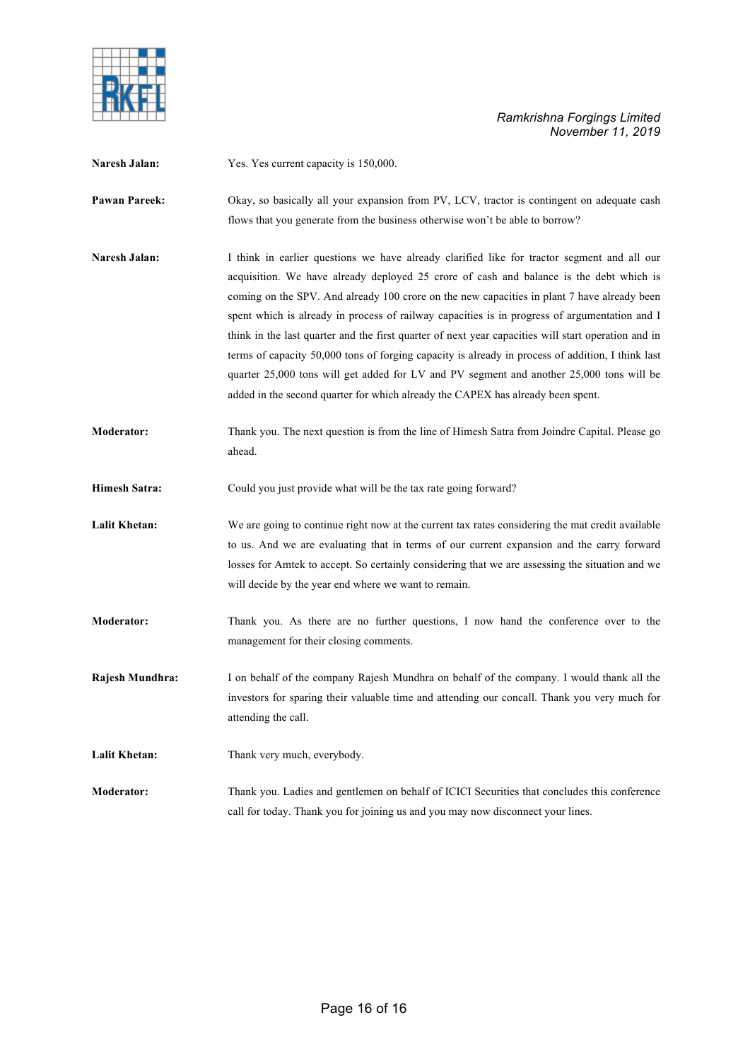**Naresh Jalan:** Yes. Yes current capacity is 150,000.

**Pawan Pareek:** Okay, so basically all your expansion from PV, LCV, tractor is contingent on adequate cash flows that you generate from the business otherwise won't be able to borrow?

**Naresh Jalan:** I think in earlier questions we have already clarified like for tractor segment and all our acquisition. We have already deployed 25 crore of cash and balance is the debt which is coming on the SPV. And already 100 crore on the new capacities in plant 7 have already been spent which is already in process of railway capacities is in progress of argumentation and I think in the last quarter and the first quarter of next year capacities will start operation and in terms of capacity 50,000 tons of forging capacity is already in process of addition, I think last quarter 25,000 tons will get added for LV and PV segment and another 25,000 tons will be added in the second quarter for which already the CAPEX has already been spent.

**Moderator:** Thank you. The next question is from the line of Himesh Satra from Joindre Capital. Please go ahead.

**Himesh Satra:** Could you just provide what will be the tax rate going forward?

**Lalit Khetan:** We are going to continue right now at the current tax rates considering the mat credit available to us. And we are evaluating that in terms of our current expansion and the carry forward losses for Amtek to accept. So certainly considering that we are assessing the situation and we will decide by the year end where we want to remain.

**Moderator:** Thank you. As there are no further questions, I now hand the conference over to the management for their closing comments.

**Rajesh Mundhra:** I on behalf of the company Rajesh Mundhra on behalf of the company. I would thank all the investors for sparing their valuable time and attending our concall. Thank you very much for attending the call.

**Lalit Khetan:** Thank very much, everybody.

**Moderator:** Thank you. Ladies and gentlemen on behalf of ICICI Securities that concludes this conference call for today. Thank you for joining us and you may now disconnect your lines.